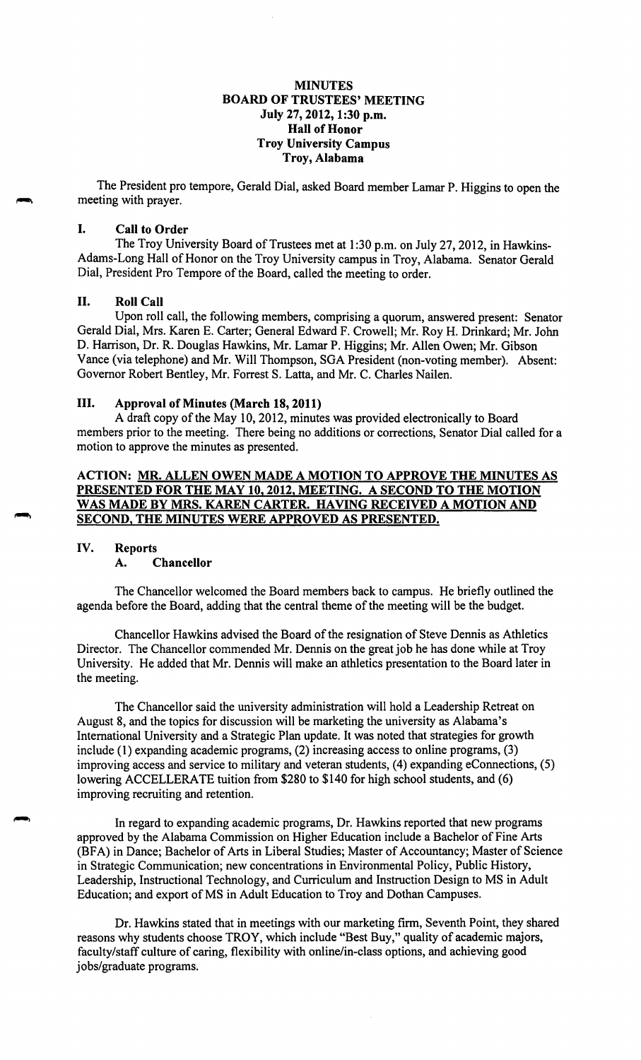# MINUTES
## BOARD OF TRUSTEES' MEETING
### July 27, 2012, 1:30 p.m.
### Hall of Honor
### Troy University Campus
### Troy, Alabama

The President pro tempore, Gerald Dial, asked Board member Lamar P. Higgins to open the meeting with prayer.

## I. Call to Order

The Troy University Board of Trustees met at 1:30 p.m. on July 27, 2012, in Hawkins-Adams-Long Hall of Honor on the Troy University campus in Troy, Alabama. Senator Gerald Dial, President Pro Tempore of the Board, called the meeting to order.

## II. Roll Call

Upon roll call, the following members, comprising a quorum, answered present: Senator Gerald Dial, Mrs. Karen E. Carter; General Edward F. Crowell; Mr. Roy H. Drinkard; Mr. John D. Harrison, Dr. R. Douglas Hawkins, Mr. Lamar P. Higgins; Mr. Allen Owen; Mr. Gibson Vance (via telephone) and Mr. Will Thompson, SGA President (non-voting member). Absent: Governor Robert Bentley, Mr. Forrest S. Latta, and Mr. C. Charles Nailen.

## III. Approval of Minutes (March 18, 2011)

A draft copy of the May 10, 2012, minutes was provided electronically to Board members prior to the meeting. There being no additions or corrections, Senator Dial called for a motion to approve the minutes as presented.

**ACTION: MR. ALLEN OWEN MADE A MOTION TO APPROVE THE MINUTES AS PRESENTED FOR THE MAY 10, 2012, MEETING. A SECOND TO THE MOTION WAS MADE BY MRS. KAREN CARTER. HAVING RECEIVED A MOTION AND SECOND, THE MINUTES WERE APPROVED AS PRESENTED.**

## IV. Reports

### A. Chancellor

The Chancellor welcomed the Board members back to campus. He briefly outlined the agenda before the Board, adding that the central theme of the meeting will be the budget.

Chancellor Hawkins advised the Board of the resignation of Steve Dennis as Athletics Director. The Chancellor commended Mr. Dennis on the great job he has done while at Troy University. He added that Mr. Dennis will make an athletics presentation to the Board later in the meeting.

The Chancellor said the university administration will hold a Leadership Retreat on August 8, and the topics for discussion will be marketing the university as Alabama's International University and a Strategic Plan update. It was noted that strategies for growth include (1) expanding academic programs, (2) increasing access to online programs, (3) improving access and service to military and veteran students, (4) expanding eConnections, (5) lowering ACCELLERATE tuition from $280 to $140 for high school students, and (6) improving recruiting and retention.

In regard to expanding academic programs, Dr. Hawkins reported that new programs approved by the Alabama Commission on Higher Education include a Bachelor of Fine Arts (BFA) in Dance; Bachelor of Arts in Liberal Studies; Master of Accountancy; Master of Science in Strategic Communication; new concentrations in Environmental Policy, Public History, Leadership, Instructional Technology, and Curriculum and Instruction Design to MS in Adult Education; and export of MS in Adult Education to Troy and Dothan Campuses.

Dr. Hawkins stated that in meetings with our marketing firm, Seventh Point, they shared reasons why students choose TROY, which include "Best Buy," quality of academic majors, faculty/staff culture of caring, flexibility with online/in-class options, and achieving good jobs/graduate programs.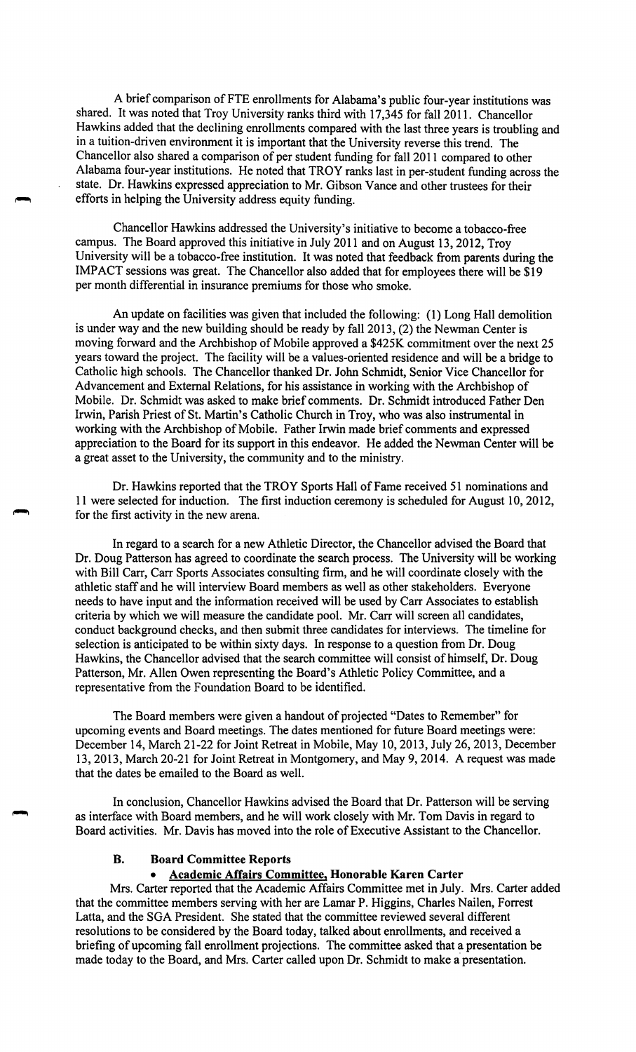A brief comparison of FTE enrollments for Alabama's public four-year institutions was shared. It was noted that Troy University ranks third with 17,345 for fall 2011. Chancellor Hawkins added that the declining enrollments compared with the last three years is troubling and in a tuition-driven environment it is important that the University reverse this trend. The Chancellor also shared a comparison of per student funding for fall 2011 compared to other Alabama four-year institutions. He noted that TROY ranks last in per-student funding across the state. Dr. Hawkins expressed appreciation to Mr. Gibson Vance and other trustees for their efforts in helping the University address equity funding.

Chancellor Hawkins addressed the University's initiative to become a tobacco-free campus. The Board approved this initiative in July 2011 and on August 13, 2012, Troy University will be a tobacco-free institution. It was noted that feedback from parents during the IMPACT sessions was great. The Chancellor also added that for employees there will be $19 per month differential in insurance premiums for those who smoke.

An update on facilities was given that included the following: (1) Long Hall demolition is under way and the new building should be ready by fall 2013, (2) the Newman Center is moving forward and the Archbishop of Mobile approved a $425K commitment over the next 25 years toward the project. The facility will be a values-oriented residence and will be a bridge to Catholic high schools. The Chancellor thanked Dr. John Schmidt, Senior Vice Chancellor for Advancement and External Relations, for his assistance in working with the Archbishop of Mobile. Dr. Schmidt was asked to make brief comments. Dr. Schmidt introduced Father Den Irwin, Parish Priest of St. Martin's Catholic Church in Troy, who was also instrumental in working with the Archbishop of Mobile. Father Irwin made brief comments and expressed appreciation to the Board for its support in this endeavor. He added the Newman Center will be a great asset to the University, the community and to the ministry.

Dr. Hawkins reported that the TROY Sports Hall of Fame received 51 nominations and 11 were selected for induction. The first induction ceremony is scheduled for August 10, 2012, for the first activity in the new arena.

In regard to a search for a new Athletic Director, the Chancellor advised the Board that Dr. Doug Patterson has agreed to coordinate the search process. The University will be working with Bill Carr, Carr Sports Associates consulting firm, and he will coordinate closely with the athletic staff and he will interview Board members as well as other stakeholders. Everyone needs to have input and the information received will be used by Carr Associates to establish criteria by which we will measure the candidate pool. Mr. Carr will screen all candidates, conduct background checks, and then submit three candidates for interviews. The timeline for selection is anticipated to be within sixty days. In response to a question from Dr. Doug Hawkins, the Chancellor advised that the search committee will consist of himself, Dr. Doug Patterson, Mr. Allen Owen representing the Board's Athletic Policy Committee, and a representative from the Foundation Board to be identified.

The Board members were given a handout of projected "Dates to Remember" for upcoming events and Board meetings. The dates mentioned for future Board meetings were: December 14, March 21-22 for Joint Retreat in Mobile, May 10, 2013, July 26, 2013, December 13, 2013, March 20-21 for Joint Retreat in Montgomery, and May 9, 2014. A request was made that the dates be emailed to the Board as well.

In conclusion, Chancellor Hawkins advised the Board that Dr. Patterson will be serving as interface with Board members, and he will work closely with Mr. Tom Davis in regard to Board activities. Mr. Davis has moved into the role of Executive Assistant to the Chancellor.

### B. Board Committee Reports

- **Academic Affairs Committee, Honorable Karen Carter**

Mrs. Carter reported that the Academic Affairs Committee met in July. Mrs. Carter added that the committee members serving with her are Lamar P. Higgins, Charles Nailen, Forrest Latta, and the SGA President. She stated that the committee reviewed several different resolutions to be considered by the Board today, talked about enrollments, and received a briefing of upcoming fall enrollment projections. The committee asked that a presentation be made today to the Board, and Mrs. Carter called upon Dr. Schmidt to make a presentation.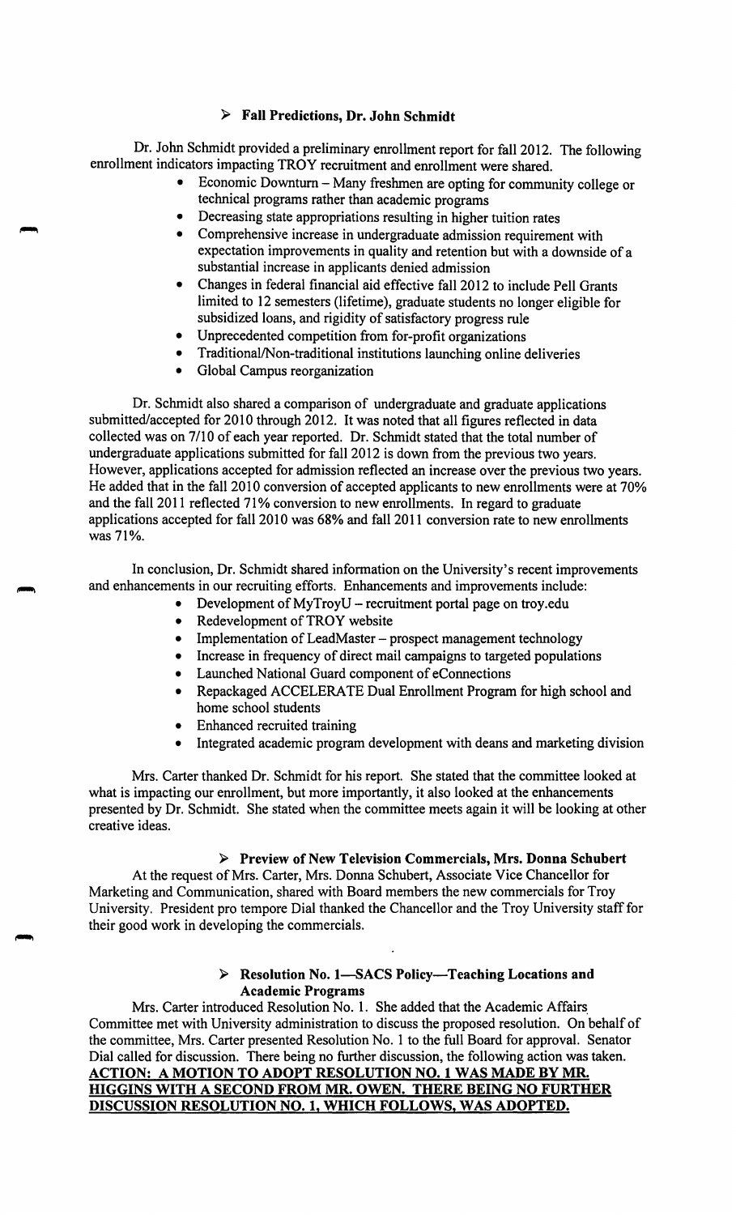### ➢ Fall Predictions, Dr. John Schmidt

Dr. John Schmidt provided a preliminary enrollment report for fall 2012. The following enrollment indicators impacting TROY recruitment and enrollment were shared.

- Economic Downturn – Many freshmen are opting for community college or technical programs rather than academic programs
- Decreasing state appropriations resulting in higher tuition rates
- Comprehensive increase in undergraduate admission requirement with expectation improvements in quality and retention but with a downside of a substantial increase in applicants denied admission
- Changes in federal financial aid effective fall 2012 to include Pell Grants limited to 12 semesters (lifetime), graduate students no longer eligible for subsidized loans, and rigidity of satisfactory progress rule
- Unprecedented competition from for-profit organizations
- Traditional/Non-traditional institutions launching online deliveries
- Global Campus reorganization

Dr. Schmidt also shared a comparison of undergraduate and graduate applications submitted/accepted for 2010 through 2012. It was noted that all figures reflected in data collected was on 7/10 of each year reported. Dr. Schmidt stated that the total number of undergraduate applications submitted for fall 2012 is down from the previous two years. However, applications accepted for admission reflected an increase over the previous two years. He added that in the fall 2010 conversion of accepted applicants to new enrollments were at 70% and the fall 2011 reflected 71% conversion to new enrollments. In regard to graduate applications accepted for fall 2010 was 68% and fall 2011 conversion rate to new enrollments was 71%.

In conclusion, Dr. Schmidt shared information on the University's recent improvements and enhancements in our recruiting efforts. Enhancements and improvements include:

- Development of MyTroyU – recruitment portal page on troy.edu
- Redevelopment of TROY website
- Implementation of LeadMaster – prospect management technology
- Increase in frequency of direct mail campaigns to targeted populations
- Launched National Guard component of eConnections
- Repackaged ACCELERATE Dual Enrollment Program for high school and home school students
- Enhanced recruited training
- Integrated academic program development with deans and marketing division

Mrs. Carter thanked Dr. Schmidt for his report. She stated that the committee looked at what is impacting our enrollment, but more importantly, it also looked at the enhancements presented by Dr. Schmidt. She stated when the committee meets again it will be looking at other creative ideas.

### ➢ Preview of New Television Commercials, Mrs. Donna Schubert

At the request of Mrs. Carter, Mrs. Donna Schubert, Associate Vice Chancellor for Marketing and Communication, shared with Board members the new commercials for Troy University. President pro tempore Dial thanked the Chancellor and the Troy University staff for their good work in developing the commercials.

### ➢ Resolution No. 1—SACS Policy—Teaching Locations and Academic Programs

Mrs. Carter introduced Resolution No. 1. She added that the Academic Affairs Committee met with University administration to discuss the proposed resolution. On behalf of the committee, Mrs. Carter presented Resolution No. 1 to the full Board for approval. Senator Dial called for discussion. There being no further discussion, the following action was taken.

**ACTION: A MOTION TO ADOPT RESOLUTION NO. 1 WAS MADE BY MR. HIGGINS WITH A SECOND FROM MR. OWEN. THERE BEING NO FURTHER DISCUSSION RESOLUTION NO. 1, WHICH FOLLOWS, WAS ADOPTED.**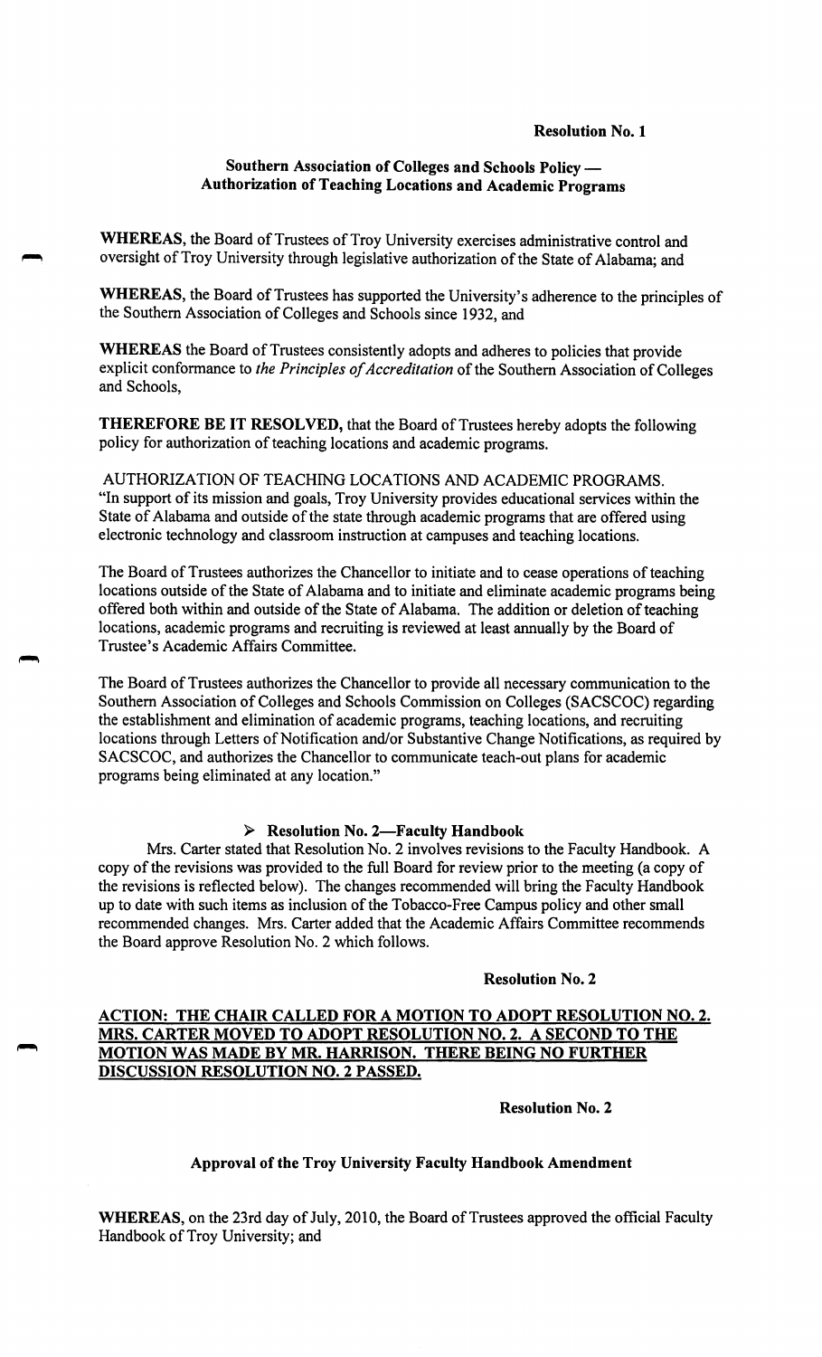**Resolution No. 1**

**Southern Association of Colleges and Schools Policy — Authorization of Teaching Locations and Academic Programs**

**WHEREAS**, the Board of Trustees of Troy University exercises administrative control and oversight of Troy University through legislative authorization of the State of Alabama; and

**WHEREAS**, the Board of Trustees has supported the University's adherence to the principles of the Southern Association of Colleges and Schools since 1932, and

**WHEREAS** the Board of Trustees consistently adopts and adheres to policies that provide explicit conformance to *the Principles of Accreditation* of the Southern Association of Colleges and Schools,

**THEREFORE BE IT RESOLVED**, that the Board of Trustees hereby adopts the following policy for authorization of teaching locations and academic programs.

AUTHORIZATION OF TEACHING LOCATIONS AND ACADEMIC PROGRAMS. "In support of its mission and goals, Troy University provides educational services within the State of Alabama and outside of the state through academic programs that are offered using electronic technology and classroom instruction at campuses and teaching locations.

The Board of Trustees authorizes the Chancellor to initiate and to cease operations of teaching locations outside of the State of Alabama and to initiate and eliminate academic programs being offered both within and outside of the State of Alabama. The addition or deletion of teaching locations, academic programs and recruiting is reviewed at least annually by the Board of Trustee's Academic Affairs Committee.

The Board of Trustees authorizes the Chancellor to provide all necessary communication to the Southern Association of Colleges and Schools Commission on Colleges (SACSCOC) regarding the establishment and elimination of academic programs, teaching locations, and recruiting locations through Letters of Notification and/or Substantive Change Notifications, as required by SACSCOC, and authorizes the Chancellor to communicate teach-out plans for academic programs being eliminated at any location."

- **Resolution No. 2—Faculty Handbook**

Mrs. Carter stated that Resolution No. 2 involves revisions to the Faculty Handbook. A copy of the revisions was provided to the full Board for review prior to the meeting (a copy of the revisions is reflected below). The changes recommended will bring the Faculty Handbook up to date with such items as inclusion of the Tobacco-Free Campus policy and other small recommended changes. Mrs. Carter added that the Academic Affairs Committee recommends the Board approve Resolution No. 2 which follows.

**Resolution No. 2**

**ACTION: THE CHAIR CALLED FOR A MOTION TO ADOPT RESOLUTION NO. 2. MRS. CARTER MOVED TO ADOPT RESOLUTION NO. 2. A SECOND TO THE MOTION WAS MADE BY MR. HARRISON. THERE BEING NO FURTHER DISCUSSION RESOLUTION NO. 2 PASSED.**

**Resolution No. 2**

**Approval of the Troy University Faculty Handbook Amendment**

**WHEREAS**, on the 23rd day of July, 2010, the Board of Trustees approved the official Faculty Handbook of Troy University; and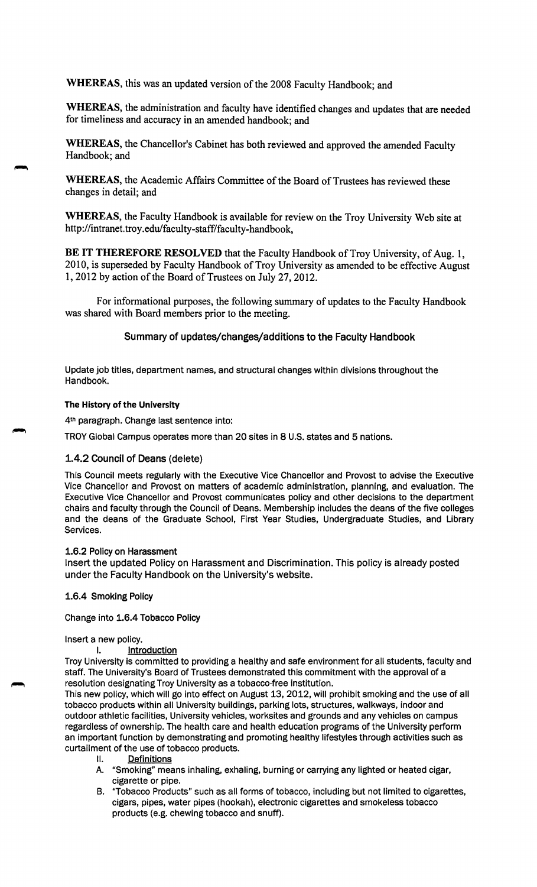**WHEREAS**, this was an updated version of the 2008 Faculty Handbook; and

**WHEREAS**, the administration and faculty have identified changes and updates that are needed for timeliness and accuracy in an amended handbook; and

**WHEREAS**, the Chancellor's Cabinet has both reviewed and approved the amended Faculty Handbook; and

**WHEREAS**, the Academic Affairs Committee of the Board of Trustees has reviewed these changes in detail; and

**WHEREAS**, the Faculty Handbook is available for review on the Troy University Web site at http://intranet.troy.edu/faculty-staff/faculty-handbook,

**BE IT THEREFORE RESOLVED** that the Faculty Handbook of Troy University, of Aug. 1, 2010, is superseded by Faculty Handbook of Troy University as amended to be effective August 1, 2012 by action of the Board of Trustees on July 27, 2012.

For informational purposes, the following summary of updates to the Faculty Handbook was shared with Board members prior to the meeting.

## Summary of updates/changes/additions to the Faculty Handbook

Update job titles, department names, and structural changes within divisions throughout the Handbook.

**The History of the University**

4th paragraph. Change last sentence into:

TROY Global Campus operates more than 20 sites in 8 U.S. states and 5 nations.

### 1.4.2 Council of Deans (delete)

This Council meets regularly with the Executive Vice Chancellor and Provost to advise the Executive Vice Chancellor and Provost on matters of academic administration, planning, and evaluation. The Executive Vice Chancellor and Provost communicates policy and other decisions to the department chairs and faculty through the Council of Deans. Membership includes the deans of the five colleges and the deans of the Graduate School, First Year Studies, Undergraduate Studies, and Library Services.

**1.6.2 Policy on Harassment**

Insert the updated Policy on Harassment and Discrimination. This policy is already posted under the Faculty Handbook on the University's website.

**1.6.4 Smoking Policy**

Change into **1.6.4 Tobacco Policy**

Insert a new policy.

I. Introduction

Troy University is committed to providing a healthy and safe environment for all students, faculty and staff. The University's Board of Trustees demonstrated this commitment with the approval of a resolution designating Troy University as a tobacco-free institution.

This new policy, which will go into effect on August 13, 2012, will prohibit smoking and the use of all tobacco products within all University buildings, parking lots, structures, walkways, indoor and outdoor athletic facilities, University vehicles, worksites and grounds and any vehicles on campus regardless of ownership. The health care and health education programs of the University perform an important function by demonstrating and promoting healthy lifestyles through activities such as curtailment of the use of tobacco products.

II. Definitions

A. "Smoking" means inhaling, exhaling, burning or carrying any lighted or heated cigar, cigarette or pipe.

B. "Tobacco Products" such as all forms of tobacco, including but not limited to cigarettes, cigars, pipes, water pipes (hookah), electronic cigarettes and smokeless tobacco products (e.g. chewing tobacco and snuff).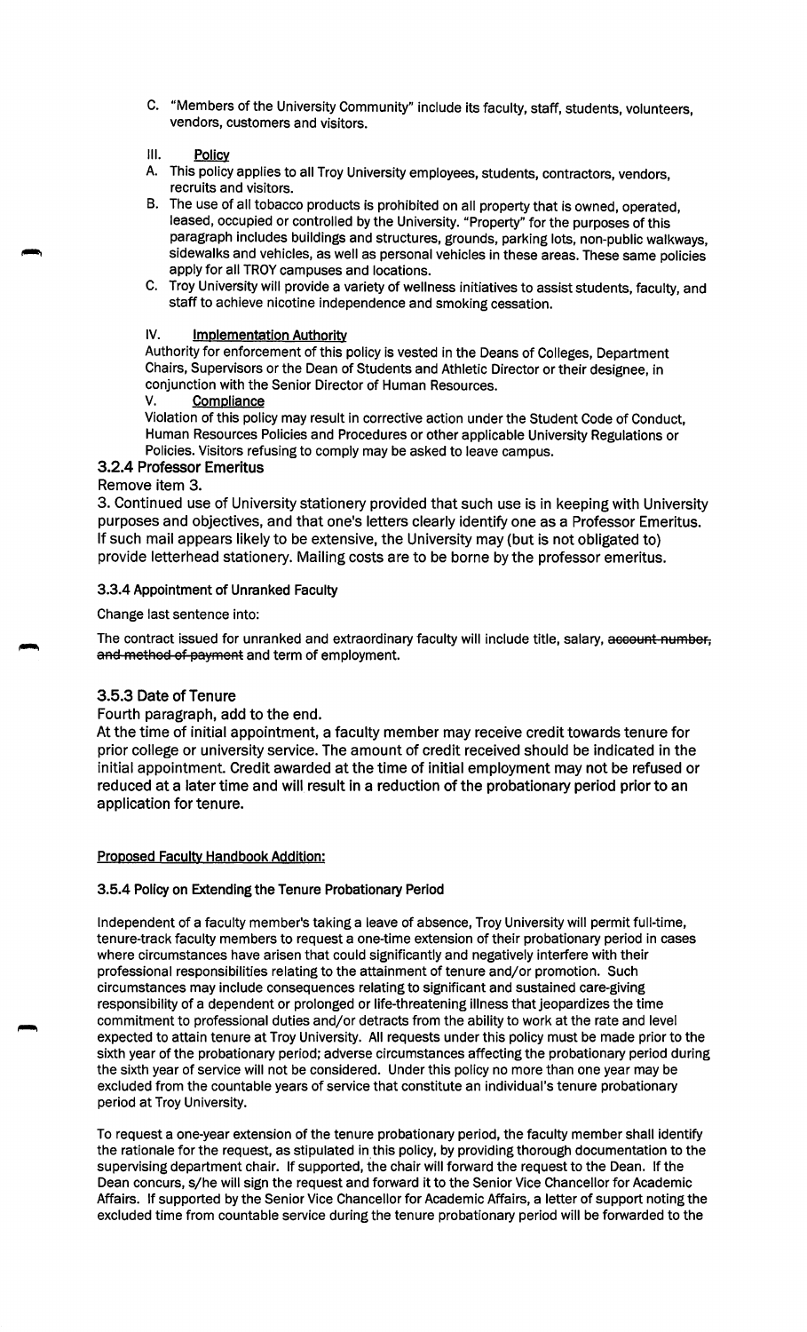C. "Members of the University Community" include its faculty, staff, students, volunteers, vendors, customers and visitors.

III. **Policy**

A. This policy applies to all Troy University employees, students, contractors, vendors, recruits and visitors.

B. The use of all tobacco products is prohibited on all property that is owned, operated, leased, occupied or controlled by the University. "Property" for the purposes of this paragraph includes buildings and structures, grounds, parking lots, non-public walkways, sidewalks and vehicles, as well as personal vehicles in these areas. These same policies apply for all TROY campuses and locations.

C. Troy University will provide a variety of wellness initiatives to assist students, faculty, and staff to achieve nicotine independence and smoking cessation.

IV. **Implementation Authority**

Authority for enforcement of this policy is vested in the Deans of Colleges, Department Chairs, Supervisors or the Dean of Students and Athletic Director or their designee, in conjunction with the Senior Director of Human Resources.

V. **Compliance**

Violation of this policy may result in corrective action under the Student Code of Conduct, Human Resources Policies and Procedures or other applicable University Regulations or Policies. Visitors refusing to comply may be asked to leave campus.

### 3.2.4 Professor Emeritus

Remove item 3.

3. Continued use of University stationery provided that such use is in keeping with University purposes and objectives, and that one's letters clearly identify one as a Professor Emeritus. If such mail appears likely to be extensive, the University may (but is not obligated to) provide letterhead stationery. Mailing costs are to be borne by the professor emeritus.

### 3.3.4 Appointment of Unranked Faculty

Change last sentence into:

The contract issued for unranked and extraordinary faculty will include title, salary, ~~account number, and method of payment~~ and term of employment.

### 3.5.3 Date of Tenure

Fourth paragraph, add to the end.

At the time of initial appointment, a faculty member may receive credit towards tenure for prior college or university service. The amount of credit received should be indicated in the initial appointment. Credit awarded at the time of initial employment may not be refused or reduced at a later time and will result in a reduction of the probationary period prior to an application for tenure.

**Proposed Faculty Handbook Addition:**

### 3.5.4 Policy on Extending the Tenure Probationary Period

Independent of a faculty member's taking a leave of absence, Troy University will permit full-time, tenure-track faculty members to request a one-time extension of their probationary period in cases where circumstances have arisen that could significantly and negatively interfere with their professional responsibilities relating to the attainment of tenure and/or promotion. Such circumstances may include consequences relating to significant and sustained care-giving responsibility of a dependent or prolonged or life-threatening illness that jeopardizes the time commitment to professional duties and/or detracts from the ability to work at the rate and level expected to attain tenure at Troy University. All requests under this policy must be made prior to the sixth year of the probationary period; adverse circumstances affecting the probationary period during the sixth year of service will not be considered. Under this policy no more than one year may be excluded from the countable years of service that constitute an individual's tenure probationary period at Troy University.

To request a one-year extension of the tenure probationary period, the faculty member shall identify the rationale for the request, as stipulated in this policy, by providing thorough documentation to the supervising department chair. If supported, the chair will forward the request to the Dean. If the Dean concurs, s/he will sign the request and forward it to the Senior Vice Chancellor for Academic Affairs. If supported by the Senior Vice Chancellor for Academic Affairs, a letter of support noting the excluded time from countable service during the tenure probationary period will be forwarded to the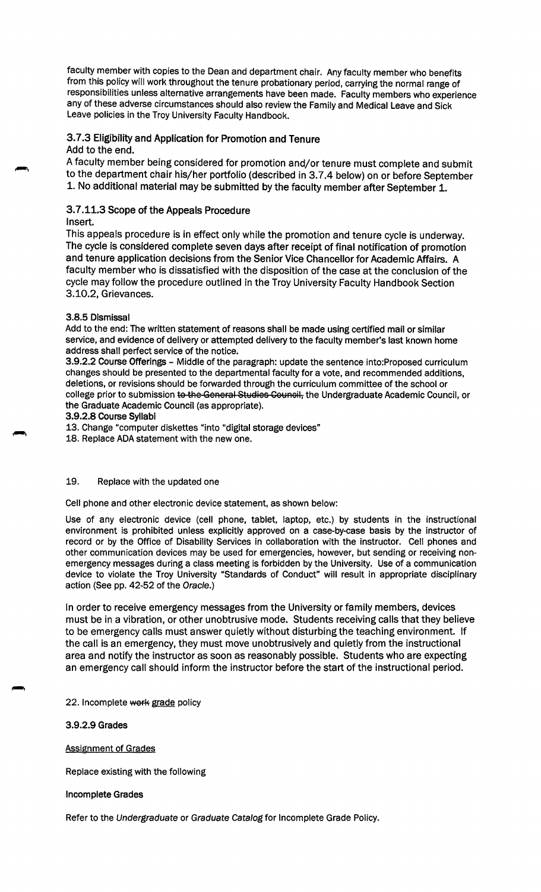faculty member with copies to the Dean and department chair. Any faculty member who benefits from this policy will work throughout the tenure probationary period, carrying the normal range of responsibilities unless alternative arrangements have been made. Faculty members who experience any of these adverse circumstances should also review the Family and Medical Leave and Sick Leave policies in the Troy University Faculty Handbook.

### 3.7.3 Eligibility and Application for Promotion and Tenure

Add to the end.

A faculty member being considered for promotion and/or tenure must complete and submit to the department chair his/her portfolio (described in 3.7.4 below) on or before September 1. No additional material may be submitted by the faculty member after September 1.

### 3.7.11.3 Scope of the Appeals Procedure

Insert.

This appeals procedure is in effect only while the promotion and tenure cycle is underway. The cycle is considered complete seven days after receipt of final notification of promotion and tenure application decisions from the Senior Vice Chancellor for Academic Affairs. A faculty member who is dissatisfied with the disposition of the case at the conclusion of the cycle may follow the procedure outlined in the Troy University Faculty Handbook Section 3.10.2, Grievances.

**3.8.5 Dismissal**

Add to the end: The written statement of reasons shall be made using certified mail or similar service, and evidence of delivery or attempted delivery to the faculty member's last known home address shall perfect service of the notice.

**3.9.2.2 Course Offerings** – Middle of the paragraph: update the sentence into:Proposed curriculum changes should be presented to the departmental faculty for a vote, and recommended additions, deletions, or revisions should be forwarded through the curriculum committee of the school or college prior to submission ~~to the General Studies Council,~~ the Undergraduate Academic Council, or the Graduate Academic Council (as appropriate).

**3.9.2.8 Course Syllabi**

13. Change "computer diskettes "into "digital storage devices"

18. Replace ADA statement with the new one.

19. Replace with the updated one

Cell phone and other electronic device statement, as shown below:

Use of any electronic device (cell phone, tablet, laptop, etc.) by students in the instructional environment is prohibited unless explicitly approved on a case-by-case basis by the instructor of record or by the Office of Disability Services in collaboration with the instructor. Cell phones and other communication devices may be used for emergencies, however, but sending or receiving non-emergency messages during a class meeting is forbidden by the University. Use of a communication device to violate the Troy University "Standards of Conduct" will result in appropriate disciplinary action (See pp. 42-52 of the *Oracle*.)

In order to receive emergency messages from the University or family members, devices must be in a vibration, or other unobtrusive mode. Students receiving calls that they believe to be emergency calls must answer quietly without disturbing the teaching environment. If the call is an emergency, they must move unobtrusively and quietly from the instructional area and notify the instructor as soon as reasonably possible. Students who are expecting an emergency call should inform the instructor before the start of the instructional period.

22. Incomplete ~~work~~ grade policy

**3.9.2.9 Grades**

Assignment of Grades

Replace existing with the following

**Incomplete Grades**

Refer to the *Undergraduate* or *Graduate Catalog* for Incomplete Grade Policy.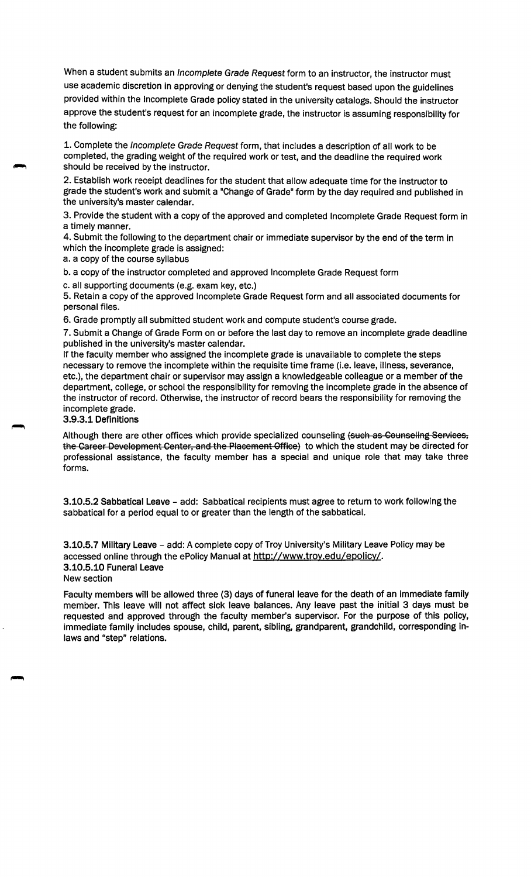When a student submits an *Incomplete Grade Request* form to an instructor, the instructor must use academic discretion in approving or denying the student's request based upon the guidelines provided within the Incomplete Grade policy stated in the university catalogs. Should the instructor approve the student's request for an incomplete grade, the instructor is assuming responsibility for the following:

1. Complete the *Incomplete Grade Request* form, that includes a description of all work to be completed, the grading weight of the required work or test, and the deadline the required work should be received by the instructor.
2. Establish work receipt deadlines for the student that allow adequate time for the instructor to grade the student's work and submit a "Change of Grade" form by the day required and published in the university's master calendar.
3. Provide the student with a copy of the approved and completed Incomplete Grade Request form in a timely manner.
4. Submit the following to the department chair or immediate supervisor by the end of the term in which the incomplete grade is assigned:
   a. a copy of the course syllabus
   b. a copy of the instructor completed and approved Incomplete Grade Request form
   c. all supporting documents (e.g. exam key, etc.)
5. Retain a copy of the approved Incomplete Grade Request form and all associated documents for personal files.
6. Grade promptly all submitted student work and compute student's course grade.
7. Submit a Change of Grade Form on or before the last day to remove an incomplete grade deadline published in the university's master calendar.

If the faculty member who assigned the incomplete grade is unavailable to complete the steps necessary to remove the incomplete within the requisite time frame (i.e. leave, illness, severance, etc.), the department chair or supervisor may assign a knowledgeable colleague or a member of the department, college, or school the responsibility for removing the incomplete grade in the absence of the instructor of record. Otherwise, the instructor of record bears the responsibility for removing the incomplete grade.

**3.9.3.1 Definitions**

Although there are other offices which provide specialized counseling ~~(such as Counseling Services, the Career Development Center, and the Placement Office)~~ to which the student may be directed for professional assistance, the faculty member has a special and unique role that may take three forms.

**3.10.5.2 Sabbatical Leave** – add: Sabbatical recipients must agree to return to work following the sabbatical for a period equal to or greater than the length of the sabbatical.

**3.10.5.7 Military Leave** – add: A complete copy of Troy University's Military Leave Policy may be accessed online through the ePolicy Manual at http://www.troy.edu/epolicy/.

**3.10.5.10 Funeral Leave**

New section

Faculty members will be allowed three (3) days of funeral leave for the death of an immediate family member. This leave will not affect sick leave balances. Any leave past the initial 3 days must be requested and approved through the faculty member's supervisor. For the purpose of this policy, immediate family includes spouse, child, parent, sibling, grandparent, grandchild, corresponding in-laws and "step" relations.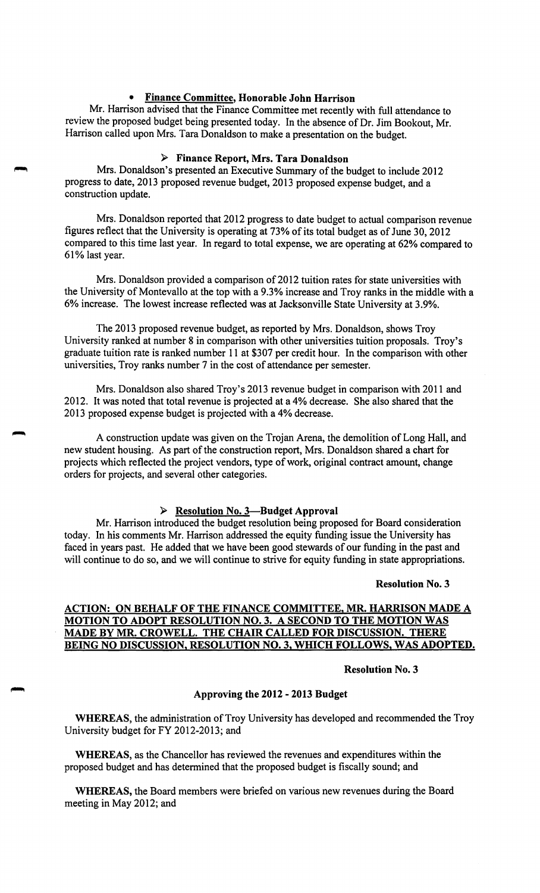- **Finance Committee, Honorable John Harrison**

Mr. Harrison advised that the Finance Committee met recently with full attendance to review the proposed budget being presented today. In the absence of Dr. Jim Bookout, Mr. Harrison called upon Mrs. Tara Donaldson to make a presentation on the budget.

> **Finance Report, Mrs. Tara Donaldson**

Mrs. Donaldson's presented an Executive Summary of the budget to include 2012 progress to date, 2013 proposed revenue budget, 2013 proposed expense budget, and a construction update.

Mrs. Donaldson reported that 2012 progress to date budget to actual comparison revenue figures reflect that the University is operating at 73% of its total budget as of June 30, 2012 compared to this time last year. In regard to total expense, we are operating at 62% compared to 61% last year.

Mrs. Donaldson provided a comparison of 2012 tuition rates for state universities with the University of Montevallo at the top with a 9.3% increase and Troy ranks in the middle with a 6% increase. The lowest increase reflected was at Jacksonville State University at 3.9%.

The 2013 proposed revenue budget, as reported by Mrs. Donaldson, shows Troy University ranked at number 8 in comparison with other universities tuition proposals. Troy's graduate tuition rate is ranked number 11 at $307 per credit hour. In the comparison with other universities, Troy ranks number 7 in the cost of attendance per semester.

Mrs. Donaldson also shared Troy's 2013 revenue budget in comparison with 2011 and 2012. It was noted that total revenue is projected at a 4% decrease. She also shared that the 2013 proposed expense budget is projected with a 4% decrease.

A construction update was given on the Trojan Arena, the demolition of Long Hall, and new student housing. As part of the construction report, Mrs. Donaldson shared a chart for projects which reflected the project vendors, type of work, original contract amount, change orders for projects, and several other categories.

> **Resolution No. 3—Budget Approval**

Mr. Harrison introduced the budget resolution being proposed for Board consideration today. In his comments Mr. Harrison addressed the equity funding issue the University has faced in years past. He added that we have been good stewards of our funding in the past and will continue to do so, and we will continue to strive for equity funding in state appropriations.

**Resolution No. 3**

**ACTION: ON BEHALF OF THE FINANCE COMMITTEE, MR. HARRISON MADE A MOTION TO ADOPT RESOLUTION NO. 3. A SECOND TO THE MOTION WAS MADE BY MR. CROWELL. THE CHAIR CALLED FOR DISCUSSION. THERE BEING NO DISCUSSION, RESOLUTION NO. 3, WHICH FOLLOWS, WAS ADOPTED.**

**Resolution No. 3**

**Approving the 2012 - 2013 Budget**

**WHEREAS,** the administration of Troy University has developed and recommended the Troy University budget for FY 2012-2013; and

**WHEREAS,** as the Chancellor has reviewed the revenues and expenditures within the proposed budget and has determined that the proposed budget is fiscally sound; and

**WHEREAS,** the Board members were briefed on various new revenues during the Board meeting in May 2012; and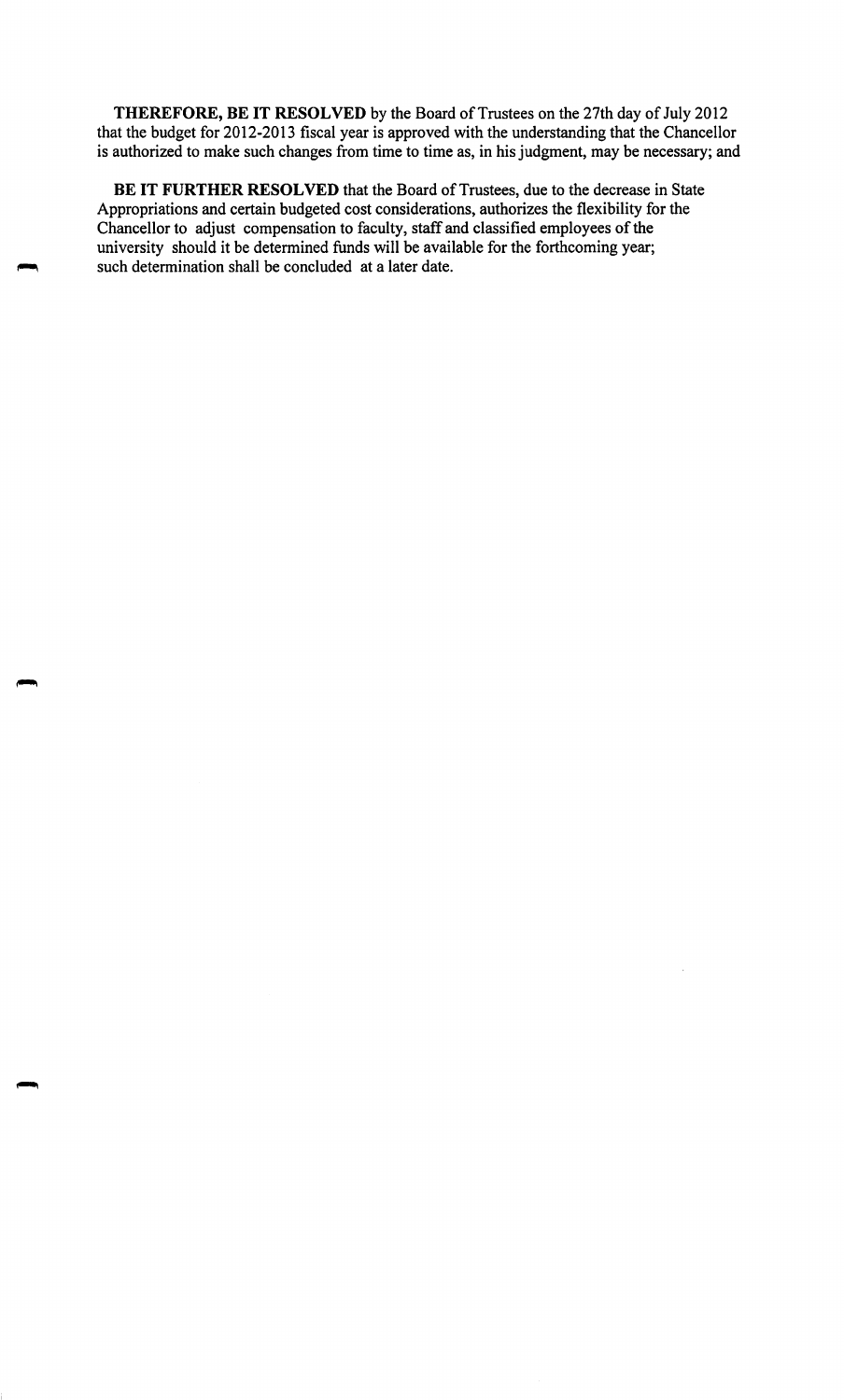**THEREFORE, BE IT RESOLVED** by the Board of Trustees on the 27th day of July 2012 that the budget for 2012-2013 fiscal year is approved with the understanding that the Chancellor is authorized to make such changes from time to time as, in his judgment, may be necessary; and

**BE IT FURTHER RESOLVED** that the Board of Trustees, due to the decrease in State Appropriations and certain budgeted cost considerations, authorizes the flexibility for the Chancellor to adjust compensation to faculty, staff and classified employees of the university should it be determined funds will be available for the forthcoming year; such determination shall be concluded at a later date.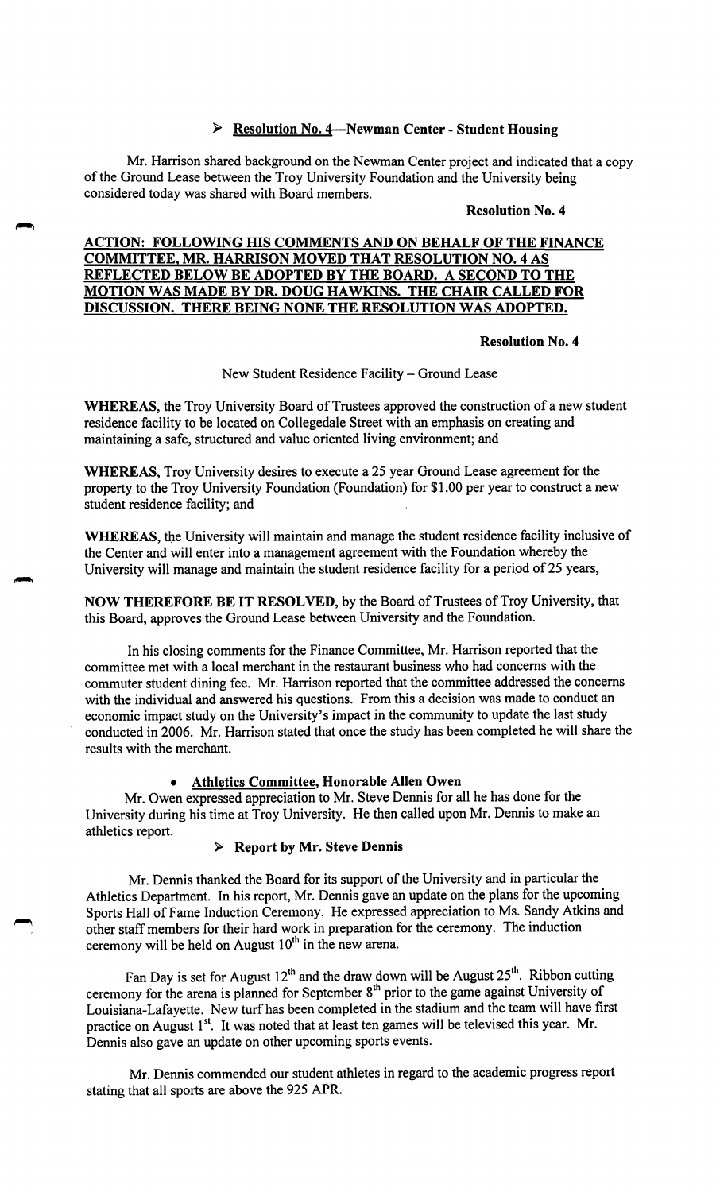- **Resolution No. 4—Newman Center - Student Housing**

Mr. Harrison shared background on the Newman Center project and indicated that a copy of the Ground Lease between the Troy University Foundation and the University being considered today was shared with Board members.

**Resolution No. 4**

**ACTION: FOLLOWING HIS COMMENTS AND ON BEHALF OF THE FINANCE COMMITTEE, MR. HARRISON MOVED THAT RESOLUTION NO. 4 AS REFLECTED BELOW BE ADOPTED BY THE BOARD. A SECOND TO THE MOTION WAS MADE BY DR. DOUG HAWKINS. THE CHAIR CALLED FOR DISCUSSION. THERE BEING NONE THE RESOLUTION WAS ADOPTED.**

**Resolution No. 4**

New Student Residence Facility – Ground Lease

**WHEREAS,** the Troy University Board of Trustees approved the construction of a new student residence facility to be located on Collegedale Street with an emphasis on creating and maintaining a safe, structured and value oriented living environment; and

**WHEREAS,** Troy University desires to execute a 25 year Ground Lease agreement for the property to the Troy University Foundation (Foundation) for $1.00 per year to construct a new student residence facility; and

**WHEREAS,** the University will maintain and manage the student residence facility inclusive of the Center and will enter into a management agreement with the Foundation whereby the University will manage and maintain the student residence facility for a period of 25 years,

**NOW THEREFORE BE IT RESOLVED,** by the Board of Trustees of Troy University, that this Board, approves the Ground Lease between University and the Foundation.

In his closing comments for the Finance Committee, Mr. Harrison reported that the committee met with a local merchant in the restaurant business who had concerns with the commuter student dining fee. Mr. Harrison reported that the committee addressed the concerns with the individual and answered his questions. From this a decision was made to conduct an economic impact study on the University's impact in the community to update the last study conducted in 2006. Mr. Harrison stated that once the study has been completed he will share the results with the merchant.

- **Athletics Committee, Honorable Allen Owen**

Mr. Owen expressed appreciation to Mr. Steve Dennis for all he has done for the University during his time at Troy University. He then called upon Mr. Dennis to make an athletics report.

- **Report by Mr. Steve Dennis**

Mr. Dennis thanked the Board for its support of the University and in particular the Athletics Department. In his report, Mr. Dennis gave an update on the plans for the upcoming Sports Hall of Fame Induction Ceremony. He expressed appreciation to Ms. Sandy Atkins and other staff members for their hard work in preparation for the ceremony. The induction ceremony will be held on August 10th in the new arena.

Fan Day is set for August 12th and the draw down will be August 25th. Ribbon cutting ceremony for the arena is planned for September 8th prior to the game against University of Louisiana-Lafayette. New turf has been completed in the stadium and the team will have first practice on August 1st. It was noted that at least ten games will be televised this year. Mr. Dennis also gave an update on other upcoming sports events.

Mr. Dennis commended our student athletes in regard to the academic progress report stating that all sports are above the 925 APR.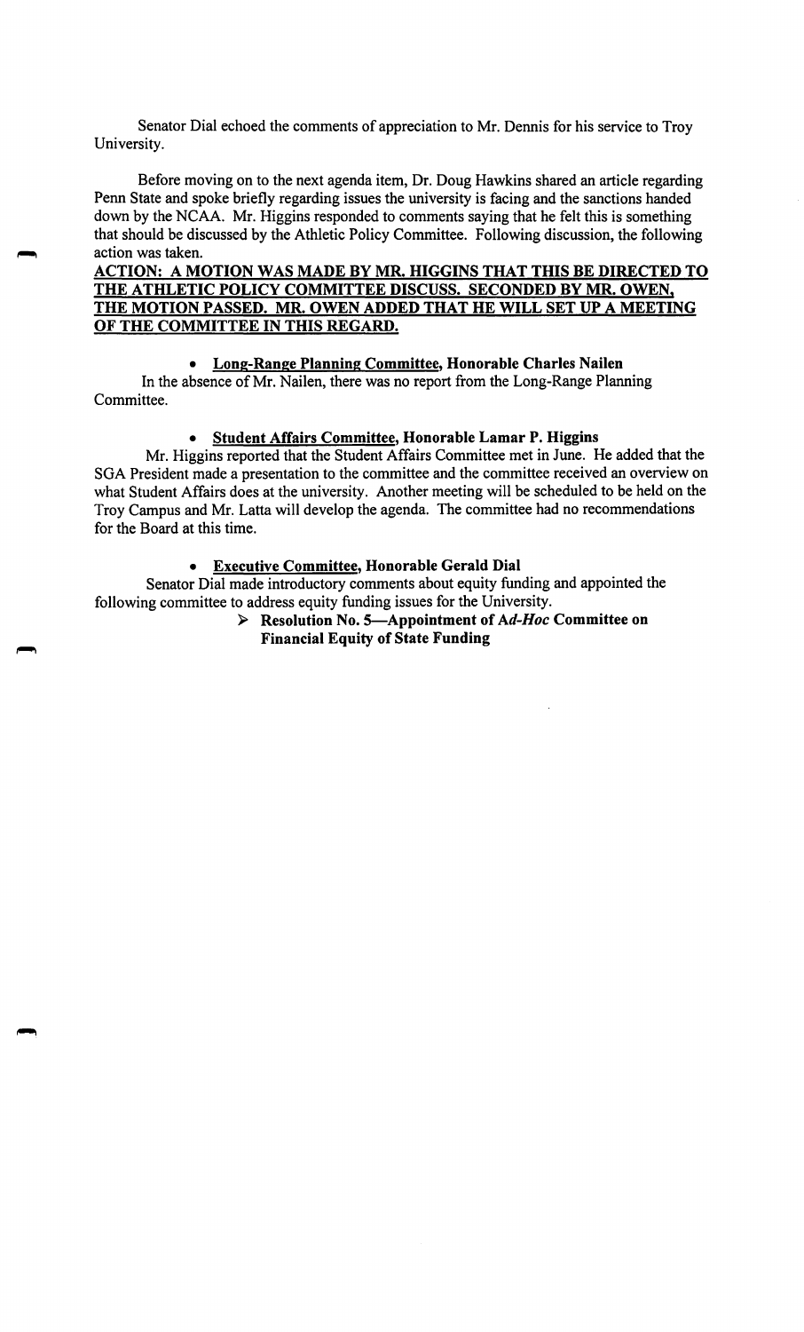Senator Dial echoed the comments of appreciation to Mr. Dennis for his service to Troy University.

Before moving on to the next agenda item, Dr. Doug Hawkins shared an article regarding Penn State and spoke briefly regarding issues the university is facing and the sanctions handed down by the NCAA. Mr. Higgins responded to comments saying that he felt this is something that should be discussed by the Athletic Policy Committee. Following discussion, the following action was taken.

**ACTION: A MOTION WAS MADE BY MR. HIGGINS THAT THIS BE DIRECTED TO THE ATHLETIC POLICY COMMITTEE DISCUSS. SECONDED BY MR. OWEN, THE MOTION PASSED. MR. OWEN ADDED THAT HE WILL SET UP A MEETING OF THE COMMITTEE IN THIS REGARD.**

- **Long-Range Planning Committee, Honorable Charles Nailen**

In the absence of Mr. Nailen, there was no report from the Long-Range Planning Committee.

- **Student Affairs Committee, Honorable Lamar P. Higgins**

Mr. Higgins reported that the Student Affairs Committee met in June. He added that the SGA President made a presentation to the committee and the committee received an overview on what Student Affairs does at the university. Another meeting will be scheduled to be held on the Troy Campus and Mr. Latta will develop the agenda. The committee had no recommendations for the Board at this time.

- **Executive Committee, Honorable Gerald Dial**

Senator Dial made introductory comments about equity funding and appointed the following committee to address equity funding issues for the University.

> **Resolution No. 5—Appointment of *Ad-Hoc* Committee on Financial Equity of State Funding**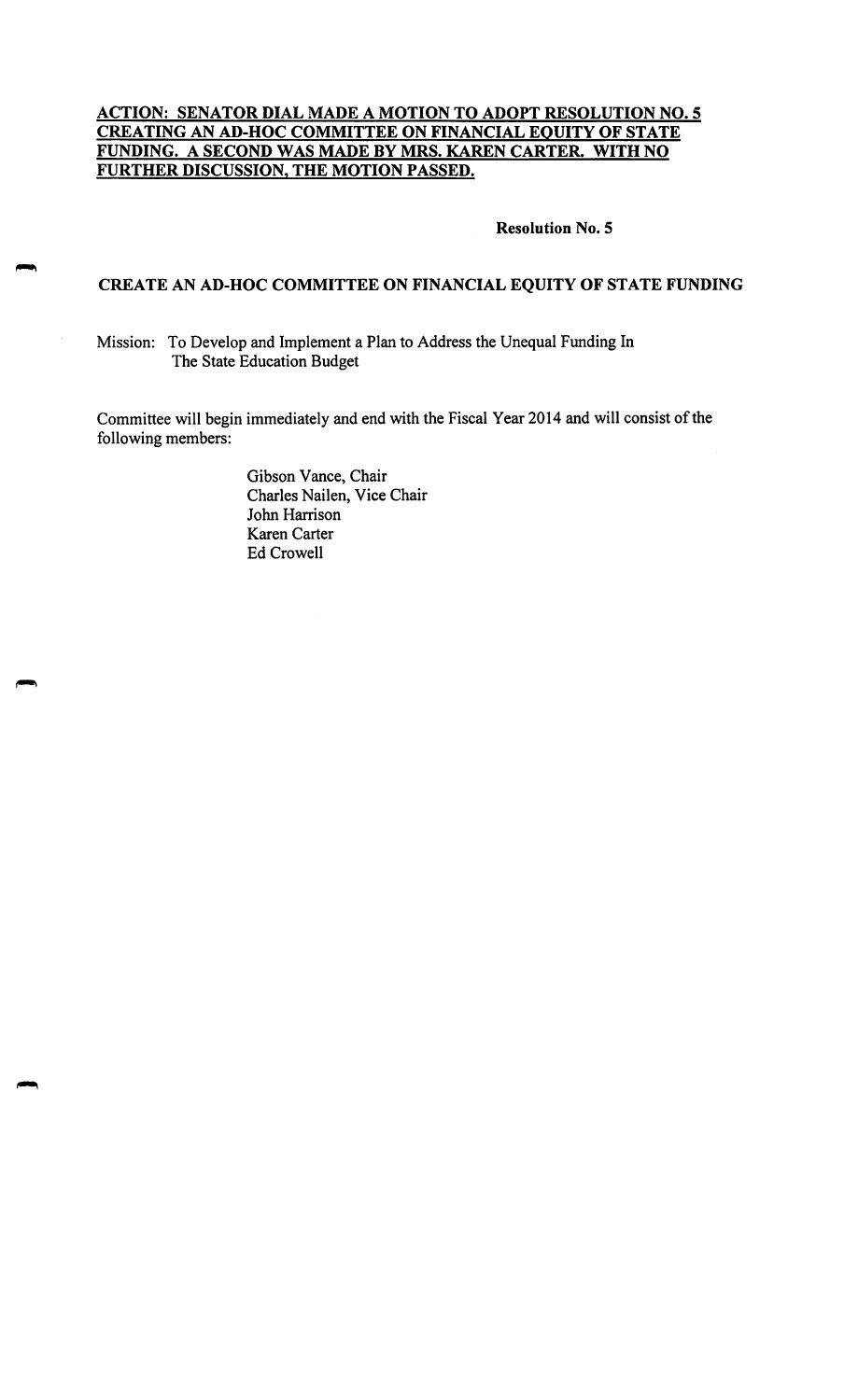**ACTION: SENATOR DIAL MADE A MOTION TO ADOPT RESOLUTION NO. 5 CREATING AN AD-HOC COMMITTEE ON FINANCIAL EQUITY OF STATE FUNDING. A SECOND WAS MADE BY MRS. KAREN CARTER. WITH NO FURTHER DISCUSSION, THE MOTION PASSED.**

**Resolution No. 5**

**CREATE AN AD-HOC COMMITTEE ON FINANCIAL EQUITY OF STATE FUNDING**

Mission: To Develop and Implement a Plan to Address the Unequal Funding In The State Education Budget

Committee will begin immediately and end with the Fiscal Year 2014 and will consist of the following members:

Gibson Vance, Chair
Charles Nailen, Vice Chair
John Harrison
Karen Carter
Ed Crowell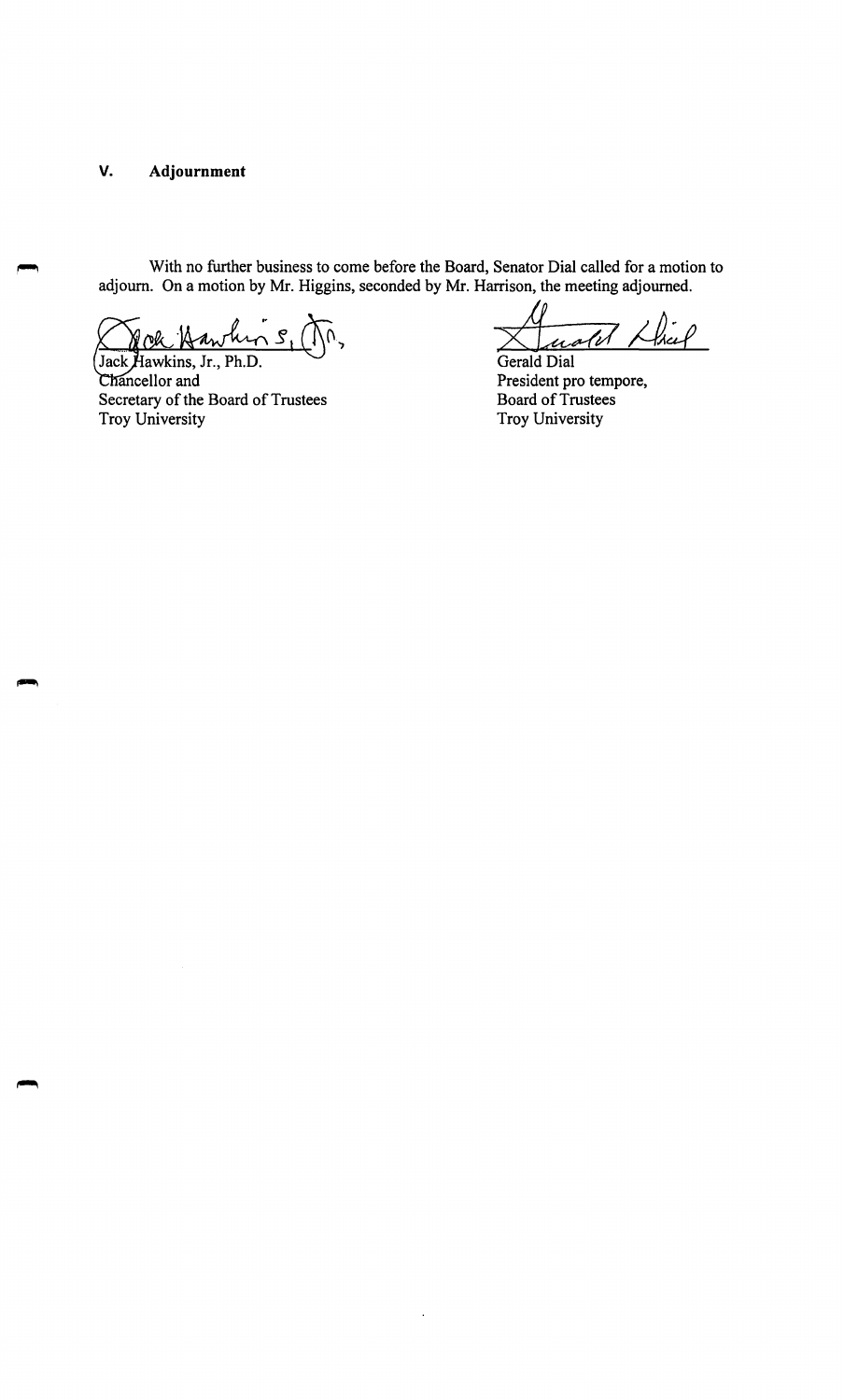## V. Adjournment

With no further business to come before the Board, Senator Dial called for a motion to adjourn. On a motion by Mr. Higgins, seconded by Mr. Harrison, the meeting adjourned.

Jack Hawkins, Jr., Ph.D.
Chancellor and
Secretary of the Board of Trustees
Troy University

Gerald Dial
President pro tempore,
Board of Trustees
Troy University